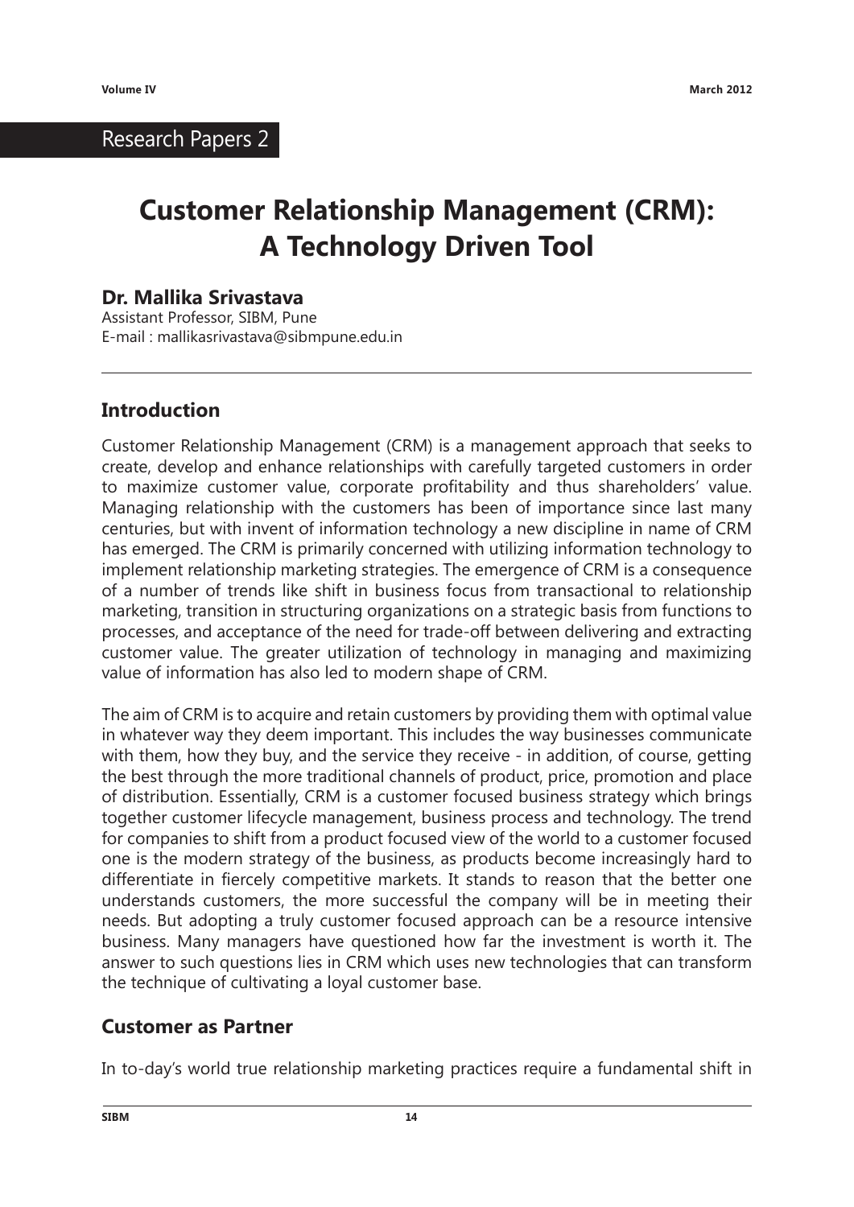Research Papers 2

# Customer Relationship Management (CRM): A Technology Driven Tool

**Dr. Mallika Srivastava**
Assistant Professor, SIBM, Pune
E-mail : mallikasrivastava@sibmpune.edu.in

## Introduction

Customer Relationship Management (CRM) is a management approach that seeks to create, develop and enhance relationships with carefully targeted customers in order to maximize customer value, corporate profitability and thus shareholders' value. Managing relationship with the customers has been of importance since last many centuries, but with invent of information technology a new discipline in name of CRM has emerged. The CRM is primarily concerned with utilizing information technology to implement relationship marketing strategies. The emergence of CRM is a consequence of a number of trends like shift in business focus from transactional to relationship marketing, transition in structuring organizations on a strategic basis from functions to processes, and acceptance of the need for trade-off between delivering and extracting customer value. The greater utilization of technology in managing and maximizing value of information has also led to modern shape of CRM.

The aim of CRM is to acquire and retain customers by providing them with optimal value in whatever way they deem important. This includes the way businesses communicate with them, how they buy, and the service they receive - in addition, of course, getting the best through the more traditional channels of product, price, promotion and place of distribution. Essentially, CRM is a customer focused business strategy which brings together customer lifecycle management, business process and technology. The trend for companies to shift from a product focused view of the world to a customer focused one is the modern strategy of the business, as products become increasingly hard to differentiate in fiercely competitive markets. It stands to reason that the better one understands customers, the more successful the company will be in meeting their needs. But adopting a truly customer focused approach can be a resource intensive business. Many managers have questioned how far the investment is worth it. The answer to such questions lies in CRM which uses new technologies that can transform the technique of cultivating a loyal customer base.

## Customer as Partner

In to-day's world true relationship marketing practices require a fundamental shift in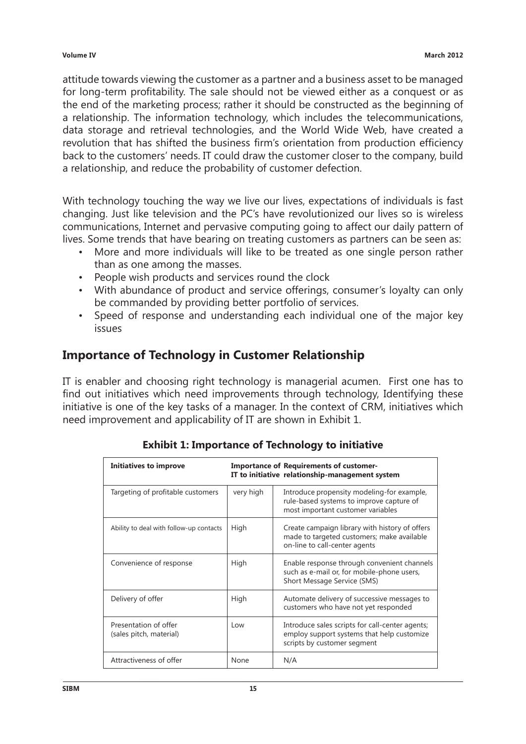attitude towards viewing the customer as a partner and a business asset to be managed for long-term profitability. The sale should not be viewed either as a conquest or as the end of the marketing process; rather it should be constructed as the beginning of a relationship. The information technology, which includes the telecommunications, data storage and retrieval technologies, and the World Wide Web, have created a revolution that has shifted the business firm's orientation from production efficiency back to the customers' needs. IT could draw the customer closer to the company, build a relationship, and reduce the probability of customer defection.

With technology touching the way we live our lives, expectations of individuals is fast changing. Just like television and the PC's have revolutionized our lives so is wireless communications, Internet and pervasive computing going to affect our daily pattern of lives. Some trends that have bearing on treating customers as partners can be seen as:

- More and more individuals will like to be treated as one single person rather than as one among the masses.
- People wish products and services round the clock
- With abundance of product and service offerings, consumer's loyalty can only be commanded by providing better portfolio of services.
- Speed of response and understanding each individual one of the major key issues

## Importance of Technology in Customer Relationship

IT is enabler and choosing right technology is managerial acumen. First one has to find out initiatives which need improvements through technology, Identifying these initiative is one of the key tasks of a manager. In the context of CRM, initiatives which need improvement and applicability of IT are shown in Exhibit 1.

**Exhibit 1: Importance of Technology to initiative**

| Initiatives to improve | Importance of IT to initiative | Requirements of customer-relationship-management system |
|---|---|---|
| Targeting of profitable customers | very high | Introduce propensity modeling-for example, rule-based systems to improve capture of most important customer variables |
| Ability to deal with follow-up contacts | High | Create campaign library with history of offers made to targeted customers; make available on-line to call-center agents |
| Convenience of response | High | Enable response through convenient channels such as e-mail or, for mobile-phone users, Short Message Service (SMS) |
| Delivery of offer | High | Automate delivery of successive messages to customers who have not yet responded |
| Presentation of offer (sales pitch, material) | Low | Introduce sales scripts for call-center agents; employ support systems that help customize scripts by customer segment |
| Attractiveness of offer | None | N/A |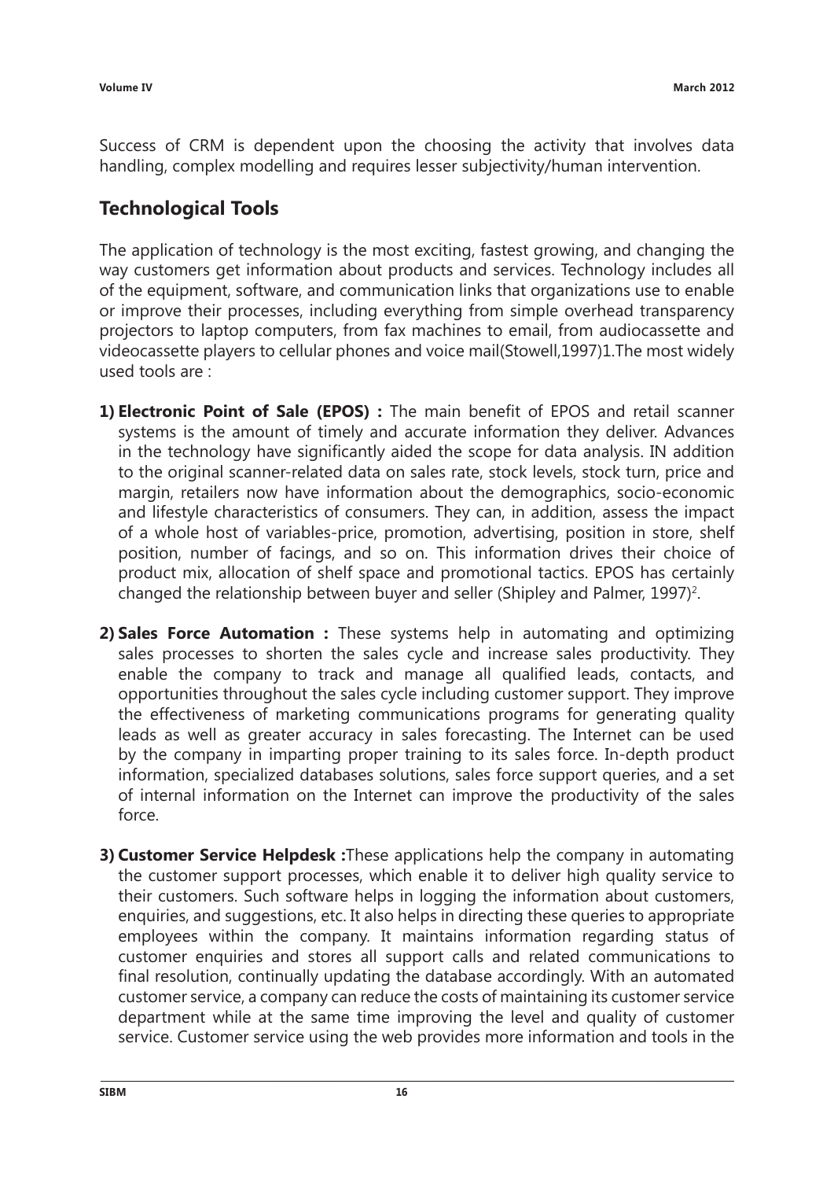Success of CRM is dependent upon the choosing the activity that involves data handling, complex modelling and requires lesser subjectivity/human intervention.

## Technological Tools

The application of technology is the most exciting, fastest growing, and changing the way customers get information about products and services. Technology includes all of the equipment, software, and communication links that organizations use to enable or improve their processes, including everything from simple overhead transparency projectors to laptop computers, from fax machines to email, from audiocassette and videocassette players to cellular phones and voice mail(Stowell,1997)1.The most widely used tools are :

1) **Electronic Point of Sale (EPOS) :** The main benefit of EPOS and retail scanner systems is the amount of timely and accurate information they deliver. Advances in the technology have significantly aided the scope for data analysis. IN addition to the original scanner-related data on sales rate, stock levels, stock turn, price and margin, retailers now have information about the demographics, socio-economic and lifestyle characteristics of consumers. They can, in addition, assess the impact of a whole host of variables-price, promotion, advertising, position in store, shelf position, number of facings, and so on. This information drives their choice of product mix, allocation of shelf space and promotional tactics. EPOS has certainly changed the relationship between buyer and seller (Shipley and Palmer, 1997)[2].

2) **Sales Force Automation :** These systems help in automating and optimizing sales processes to shorten the sales cycle and increase sales productivity. They enable the company to track and manage all qualified leads, contacts, and opportunities throughout the sales cycle including customer support. They improve the effectiveness of marketing communications programs for generating quality leads as well as greater accuracy in sales forecasting. The Internet can be used by the company in imparting proper training to its sales force. In-depth product information, specialized databases solutions, sales force support queries, and a set of internal information on the Internet can improve the productivity of the sales force.

3) **Customer Service Helpdesk :**These applications help the company in automating the customer support processes, which enable it to deliver high quality service to their customers. Such software helps in logging the information about customers, enquiries, and suggestions, etc. It also helps in directing these queries to appropriate employees within the company. It maintains information regarding status of customer enquiries and stores all support calls and related communications to final resolution, continually updating the database accordingly. With an automated customer service, a company can reduce the costs of maintaining its customer service department while at the same time improving the level and quality of customer service. Customer service using the web provides more information and tools in the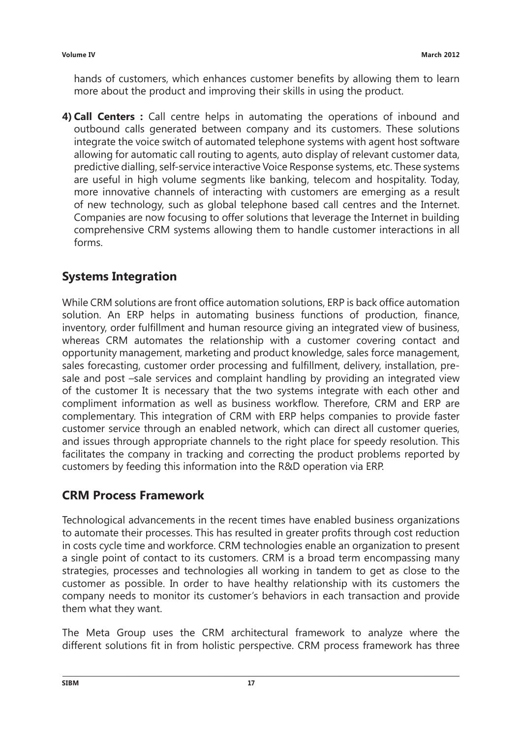hands of customers, which enhances customer benefits by allowing them to learn more about the product and improving their skills in using the product.

4) **Call Centers :** Call centre helps in automating the operations of inbound and outbound calls generated between company and its customers. These solutions integrate the voice switch of automated telephone systems with agent host software allowing for automatic call routing to agents, auto display of relevant customer data, predictive dialling, self-service interactive Voice Response systems, etc. These systems are useful in high volume segments like banking, telecom and hospitality. Today, more innovative channels of interacting with customers are emerging as a result of new technology, such as global telephone based call centres and the Internet. Companies are now focusing to offer solutions that leverage the Internet in building comprehensive CRM systems allowing them to handle customer interactions in all forms.

## Systems Integration

While CRM solutions are front office automation solutions, ERP is back office automation solution. An ERP helps in automating business functions of production, finance, inventory, order fulfillment and human resource giving an integrated view of business, whereas CRM automates the relationship with a customer covering contact and opportunity management, marketing and product knowledge, sales force management, sales forecasting, customer order processing and fulfillment, delivery, installation, pre-sale and post –sale services and complaint handling by providing an integrated view of the customer It is necessary that the two systems integrate with each other and compliment information as well as business workflow. Therefore, CRM and ERP are complementary. This integration of CRM with ERP helps companies to provide faster customer service through an enabled network, which can direct all customer queries, and issues through appropriate channels to the right place for speedy resolution. This facilitates the company in tracking and correcting the product problems reported by customers by feeding this information into the R&D operation via ERP.

## CRM Process Framework

Technological advancements in the recent times have enabled business organizations to automate their processes. This has resulted in greater profits through cost reduction in costs cycle time and workforce. CRM technologies enable an organization to present a single point of contact to its customers. CRM is a broad term encompassing many strategies, processes and technologies all working in tandem to get as close to the customer as possible. In order to have healthy relationship with its customers the company needs to monitor its customer's behaviors in each transaction and provide them what they want.

The Meta Group uses the CRM architectural framework to analyze where the different solutions fit in from holistic perspective. CRM process framework has three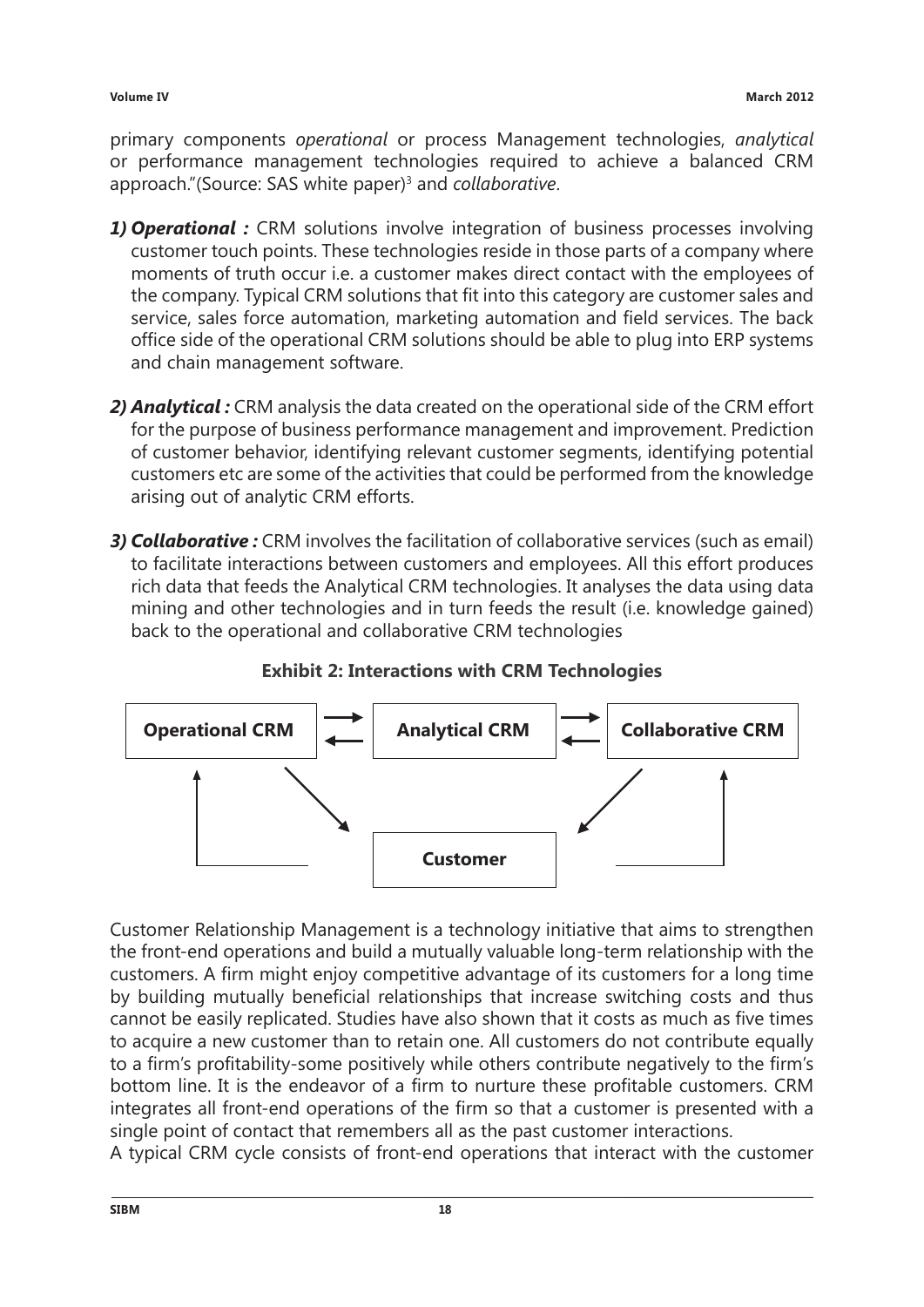primary components *operational* or process Management technologies, *analytical* or performance management technologies required to achieve a balanced CRM approach."(Source: SAS white paper)[3] and *collaborative*.

1) ***Operational :*** CRM solutions involve integration of business processes involving customer touch points. These technologies reside in those parts of a company where moments of truth occur i.e. a customer makes direct contact with the employees of the company. Typical CRM solutions that fit into this category are customer sales and service, sales force automation, marketing automation and field services. The back office side of the operational CRM solutions should be able to plug into ERP systems and chain management software.

2) ***Analytical :*** CRM analysis the data created on the operational side of the CRM effort for the purpose of business performance management and improvement. Prediction of customer behavior, identifying relevant customer segments, identifying potential customers etc are some of the activities that could be performed from the knowledge arising out of analytic CRM efforts.

3) ***Collaborative :*** CRM involves the facilitation of collaborative services (such as email) to facilitate interactions between customers and employees. All this effort produces rich data that feeds the Analytical CRM technologies. It analyses the data using data mining and other technologies and in turn feeds the result (i.e. knowledge gained) back to the operational and collaborative CRM technologies

**Exhibit 2: Interactions with CRM Technologies**

**Operational CRM** ⇄ **Analytical CRM** ⇄ **Collaborative CRM**

**Customer**

Customer Relationship Management is a technology initiative that aims to strengthen the front-end operations and build a mutually valuable long-term relationship with the customers. A firm might enjoy competitive advantage of its customers for a long time by building mutually beneficial relationships that increase switching costs and thus cannot be easily replicated. Studies have also shown that it costs as much as five times to acquire a new customer than to retain one. All customers do not contribute equally to a firm's profitability-some positively while others contribute negatively to the firm's bottom line. It is the endeavor of a firm to nurture these profitable customers. CRM integrates all front-end operations of the firm so that a customer is presented with a single point of contact that remembers all as the past customer interactions.

A typical CRM cycle consists of front-end operations that interact with the customer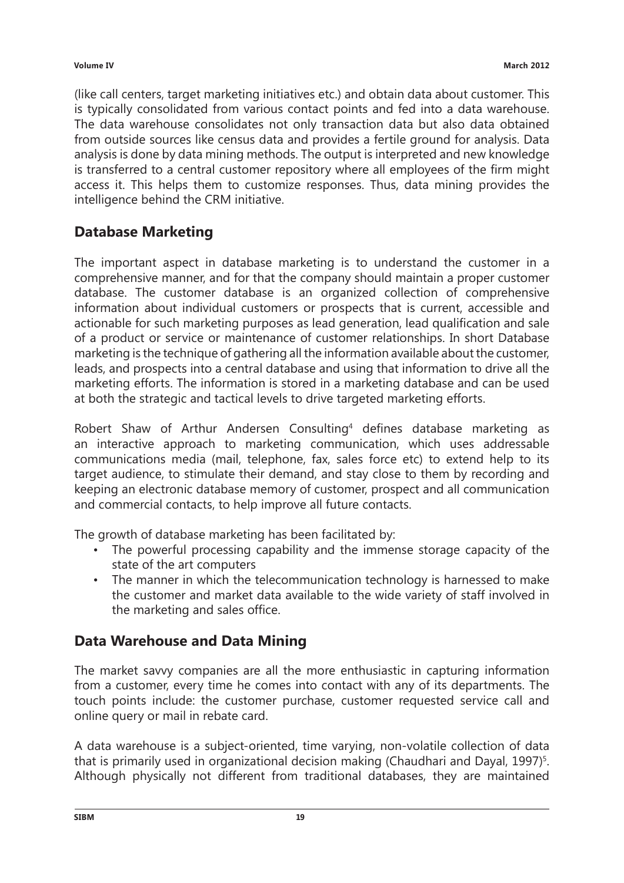(like call centers, target marketing initiatives etc.) and obtain data about customer. This is typically consolidated from various contact points and fed into a data warehouse. The data warehouse consolidates not only transaction data but also data obtained from outside sources like census data and provides a fertile ground for analysis. Data analysis is done by data mining methods. The output is interpreted and new knowledge is transferred to a central customer repository where all employees of the firm might access it. This helps them to customize responses. Thus, data mining provides the intelligence behind the CRM initiative.

## Database Marketing

The important aspect in database marketing is to understand the customer in a comprehensive manner, and for that the company should maintain a proper customer database. The customer database is an organized collection of comprehensive information about individual customers or prospects that is current, accessible and actionable for such marketing purposes as lead generation, lead qualification and sale of a product or service or maintenance of customer relationships. In short Database marketing is the technique of gathering all the information available about the customer, leads, and prospects into a central database and using that information to drive all the marketing efforts. The information is stored in a marketing database and can be used at both the strategic and tactical levels to drive targeted marketing efforts.

Robert Shaw of Arthur Andersen Consulting[4] defines database marketing as an interactive approach to marketing communication, which uses addressable communications media (mail, telephone, fax, sales force etc) to extend help to its target audience, to stimulate their demand, and stay close to them by recording and keeping an electronic database memory of customer, prospect and all communication and commercial contacts, to help improve all future contacts.

The growth of database marketing has been facilitated by:

- The powerful processing capability and the immense storage capacity of the state of the art computers
- The manner in which the telecommunication technology is harnessed to make the customer and market data available to the wide variety of staff involved in the marketing and sales office.

## Data Warehouse and Data Mining

The market savvy companies are all the more enthusiastic in capturing information from a customer, every time he comes into contact with any of its departments. The touch points include: the customer purchase, customer requested service call and online query or mail in rebate card.

A data warehouse is a subject-oriented, time varying, non-volatile collection of data that is primarily used in organizational decision making (Chaudhari and Dayal, 1997)[5]. Although physically not different from traditional databases, they are maintained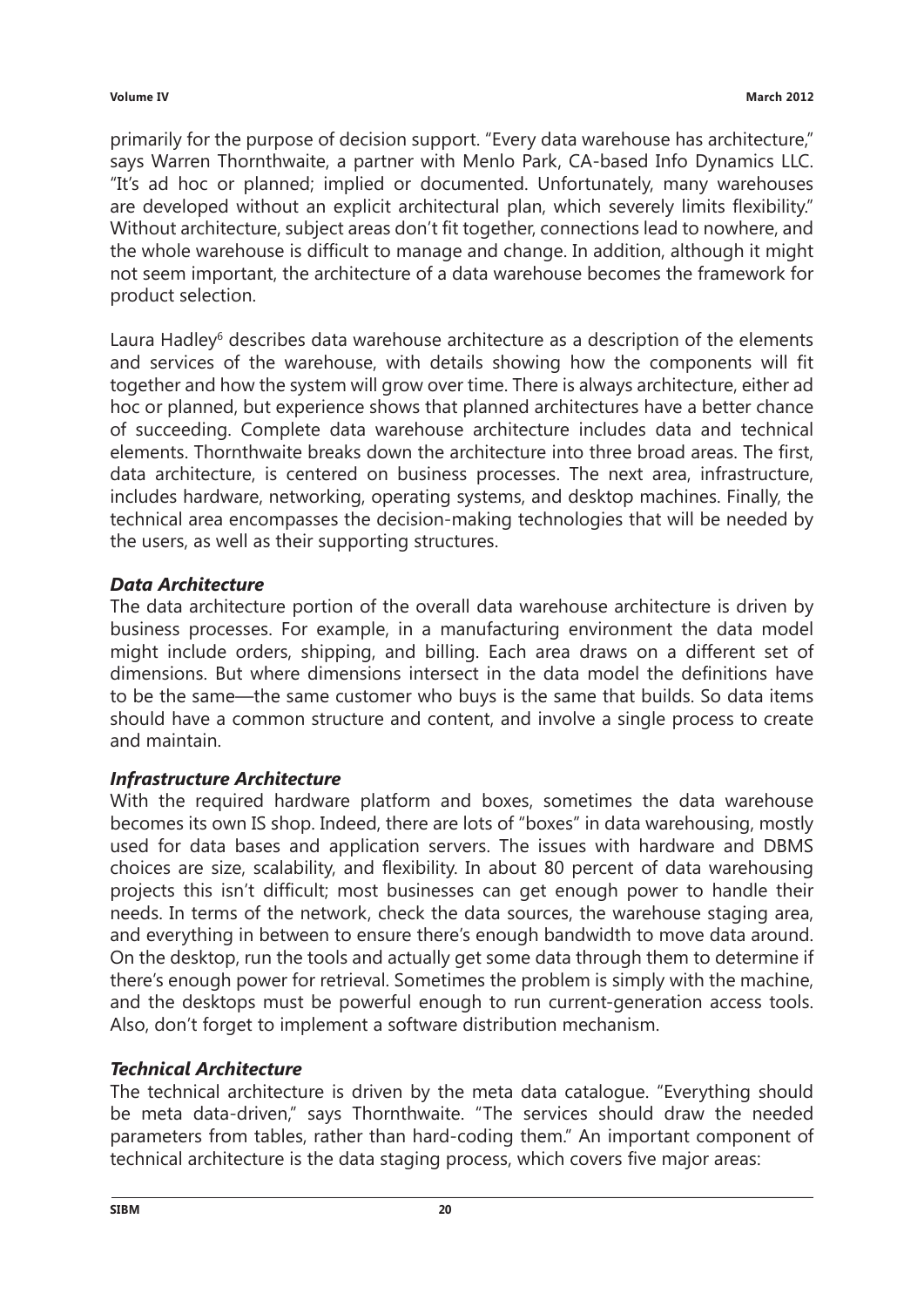primarily for the purpose of decision support. "Every data warehouse has architecture," says Warren Thornthwaite, a partner with Menlo Park, CA-based Info Dynamics LLC. "It's ad hoc or planned; implied or documented. Unfortunately, many warehouses are developed without an explicit architectural plan, which severely limits flexibility." Without architecture, subject areas don't fit together, connections lead to nowhere, and the whole warehouse is difficult to manage and change. In addition, although it might not seem important, the architecture of a data warehouse becomes the framework for product selection.

Laura Hadley[6] describes data warehouse architecture as a description of the elements and services of the warehouse, with details showing how the components will fit together and how the system will grow over time. There is always architecture, either ad hoc or planned, but experience shows that planned architectures have a better chance of succeeding. Complete data warehouse architecture includes data and technical elements. Thornthwaite breaks down the architecture into three broad areas. The first, data architecture, is centered on business processes. The next area, infrastructure, includes hardware, networking, operating systems, and desktop machines. Finally, the technical area encompasses the decision-making technologies that will be needed by the users, as well as their supporting structures.

### *Data Architecture*

The data architecture portion of the overall data warehouse architecture is driven by business processes. For example, in a manufacturing environment the data model might include orders, shipping, and billing. Each area draws on a different set of dimensions. But where dimensions intersect in the data model the definitions have to be the same—the same customer who buys is the same that builds. So data items should have a common structure and content, and involve a single process to create and maintain.

### *Infrastructure Architecture*

With the required hardware platform and boxes, sometimes the data warehouse becomes its own IS shop. Indeed, there are lots of "boxes" in data warehousing, mostly used for data bases and application servers. The issues with hardware and DBMS choices are size, scalability, and flexibility. In about 80 percent of data warehousing projects this isn't difficult; most businesses can get enough power to handle their needs. In terms of the network, check the data sources, the warehouse staging area, and everything in between to ensure there's enough bandwidth to move data around. On the desktop, run the tools and actually get some data through them to determine if there's enough power for retrieval. Sometimes the problem is simply with the machine, and the desktops must be powerful enough to run current-generation access tools. Also, don't forget to implement a software distribution mechanism.

### *Technical Architecture*

The technical architecture is driven by the meta data catalogue. "Everything should be meta data-driven," says Thornthwaite. "The services should draw the needed parameters from tables, rather than hard-coding them." An important component of technical architecture is the data staging process, which covers five major areas: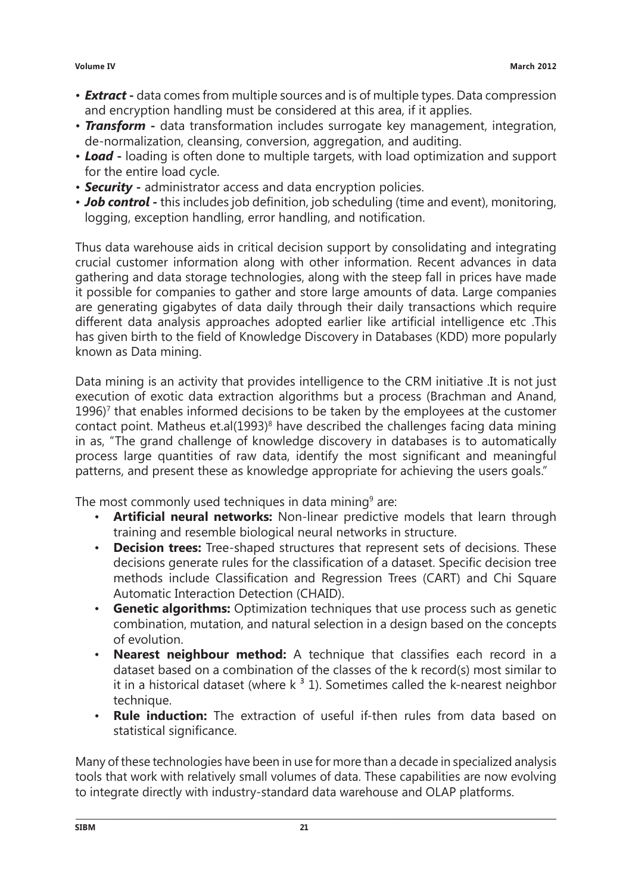- ***Extract -*** data comes from multiple sources and is of multiple types. Data compression and encryption handling must be considered at this area, if it applies.
- ***Transform -*** data transformation includes surrogate key management, integration, de-normalization, cleansing, conversion, aggregation, and auditing.
- ***Load -*** loading is often done to multiple targets, with load optimization and support for the entire load cycle.
- ***Security -*** administrator access and data encryption policies.
- ***Job control -*** this includes job definition, job scheduling (time and event), monitoring, logging, exception handling, error handling, and notification.

Thus data warehouse aids in critical decision support by consolidating and integrating crucial customer information along with other information. Recent advances in data gathering and data storage technologies, along with the steep fall in prices have made it possible for companies to gather and store large amounts of data. Large companies are generating gigabytes of data daily through their daily transactions which require different data analysis approaches adopted earlier like artificial intelligence etc .This has given birth to the field of Knowledge Discovery in Databases (KDD) more popularly known as Data mining.

Data mining is an activity that provides intelligence to the CRM initiative .It is not just execution of exotic data extraction algorithms but a process (Brachman and Anand, 1996)[7] that enables informed decisions to be taken by the employees at the customer contact point. Matheus et.al(1993)[8] have described the challenges facing data mining in as, "The grand challenge of knowledge discovery in databases is to automatically process large quantities of raw data, identify the most significant and meaningful patterns, and present these as knowledge appropriate for achieving the users goals."

The most commonly used techniques in data mining[9] are:

- **Artificial neural networks:** Non-linear predictive models that learn through training and resemble biological neural networks in structure.
- **Decision trees:** Tree-shaped structures that represent sets of decisions. These decisions generate rules for the classification of a dataset. Specific decision tree methods include Classification and Regression Trees (CART) and Chi Square Automatic Interaction Detection (CHAID).
- **Genetic algorithms:** Optimization techniques that use process such as genetic combination, mutation, and natural selection in a design based on the concepts of evolution.
- **Nearest neighbour method:** A technique that classifies each record in a dataset based on a combination of the classes of the k record(s) most similar to it in a historical dataset (where k ³ 1). Sometimes called the k-nearest neighbor technique.
- **Rule induction:** The extraction of useful if-then rules from data based on statistical significance.

Many of these technologies have been in use for more than a decade in specialized analysis tools that work with relatively small volumes of data. These capabilities are now evolving to integrate directly with industry-standard data warehouse and OLAP platforms.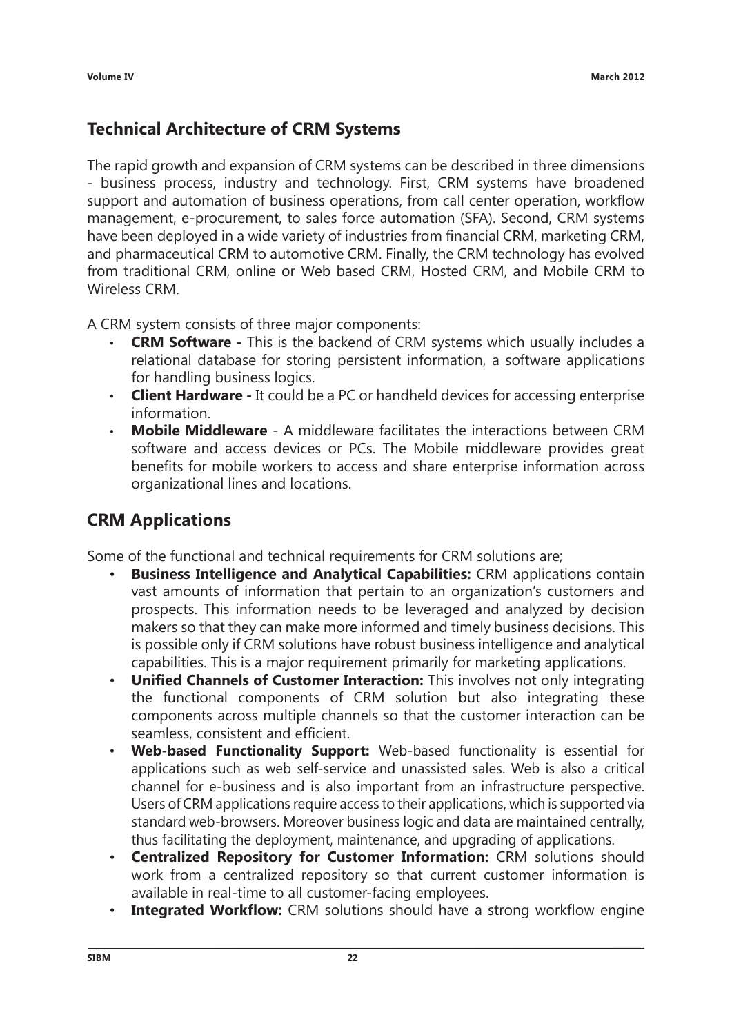## Technical Architecture of CRM Systems

The rapid growth and expansion of CRM systems can be described in three dimensions - business process, industry and technology. First, CRM systems have broadened support and automation of business operations, from call center operation, workflow management, e-procurement, to sales force automation (SFA). Second, CRM systems have been deployed in a wide variety of industries from financial CRM, marketing CRM, and pharmaceutical CRM to automotive CRM. Finally, the CRM technology has evolved from traditional CRM, online or Web based CRM, Hosted CRM, and Mobile CRM to Wireless CRM.

A CRM system consists of three major components:

- **CRM Software -** This is the backend of CRM systems which usually includes a relational database for storing persistent information, a software applications for handling business logics.
- **Client Hardware -** It could be a PC or handheld devices for accessing enterprise information.
- **Mobile Middleware** - A middleware facilitates the interactions between CRM software and access devices or PCs. The Mobile middleware provides great benefits for mobile workers to access and share enterprise information across organizational lines and locations.

## CRM Applications

Some of the functional and technical requirements for CRM solutions are;

- **Business Intelligence and Analytical Capabilities:** CRM applications contain vast amounts of information that pertain to an organization's customers and prospects. This information needs to be leveraged and analyzed by decision makers so that they can make more informed and timely business decisions. This is possible only if CRM solutions have robust business intelligence and analytical capabilities. This is a major requirement primarily for marketing applications.
- **Unified Channels of Customer Interaction:** This involves not only integrating the functional components of CRM solution but also integrating these components across multiple channels so that the customer interaction can be seamless, consistent and efficient.
- **Web-based Functionality Support:** Web-based functionality is essential for applications such as web self-service and unassisted sales. Web is also a critical channel for e-business and is also important from an infrastructure perspective. Users of CRM applications require access to their applications, which is supported via standard web-browsers. Moreover business logic and data are maintained centrally, thus facilitating the deployment, maintenance, and upgrading of applications.
- **Centralized Repository for Customer Information:** CRM solutions should work from a centralized repository so that current customer information is available in real-time to all customer-facing employees.
- **Integrated Workflow:** CRM solutions should have a strong workflow engine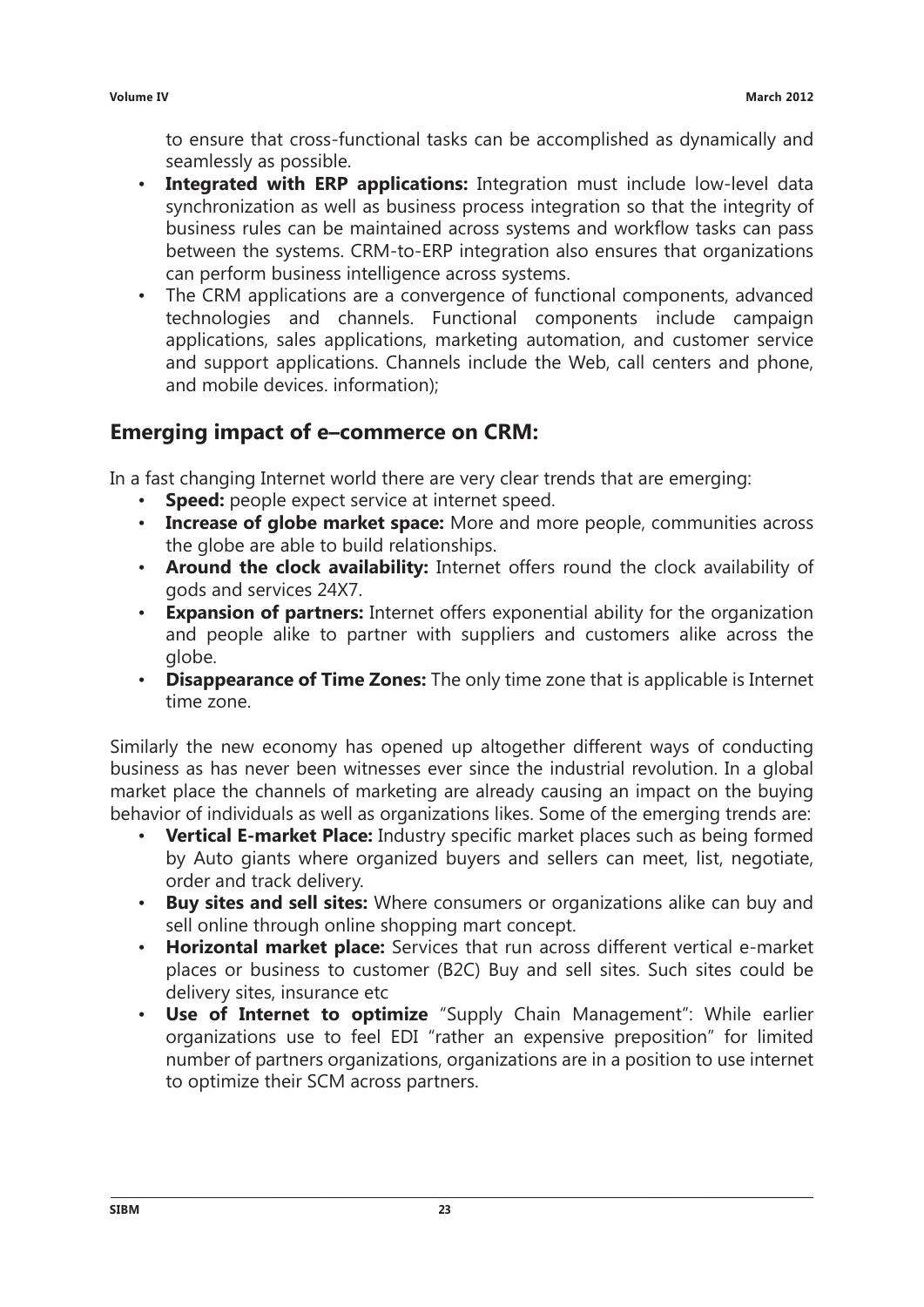to ensure that cross-functional tasks can be accomplished as dynamically and seamlessly as possible.

- **Integrated with ERP applications:** Integration must include low-level data synchronization as well as business process integration so that the integrity of business rules can be maintained across systems and workflow tasks can pass between the systems. CRM-to-ERP integration also ensures that organizations can perform business intelligence across systems.
- The CRM applications are a convergence of functional components, advanced technologies and channels. Functional components include campaign applications, sales applications, marketing automation, and customer service and support applications. Channels include the Web, call centers and phone, and mobile devices. information);

## Emerging impact of e–commerce on CRM:

In a fast changing Internet world there are very clear trends that are emerging:

- **Speed:** people expect service at internet speed.
- **Increase of globe market space:** More and more people, communities across the globe are able to build relationships.
- **Around the clock availability:** Internet offers round the clock availability of gods and services 24X7.
- **Expansion of partners:** Internet offers exponential ability for the organization and people alike to partner with suppliers and customers alike across the globe.
- **Disappearance of Time Zones:** The only time zone that is applicable is Internet time zone.

Similarly the new economy has opened up altogether different ways of conducting business as has never been witnesses ever since the industrial revolution. In a global market place the channels of marketing are already causing an impact on the buying behavior of individuals as well as organizations likes. Some of the emerging trends are:

- **Vertical E-market Place:** Industry specific market places such as being formed by Auto giants where organized buyers and sellers can meet, list, negotiate, order and track delivery.
- **Buy sites and sell sites:** Where consumers or organizations alike can buy and sell online through online shopping mart concept.
- **Horizontal market place:** Services that run across different vertical e-market places or business to customer (B2C) Buy and sell sites. Such sites could be delivery sites, insurance etc
- **Use of Internet to optimize** "Supply Chain Management": While earlier organizations use to feel EDI "rather an expensive preposition" for limited number of partners organizations, organizations are in a position to use internet to optimize their SCM across partners.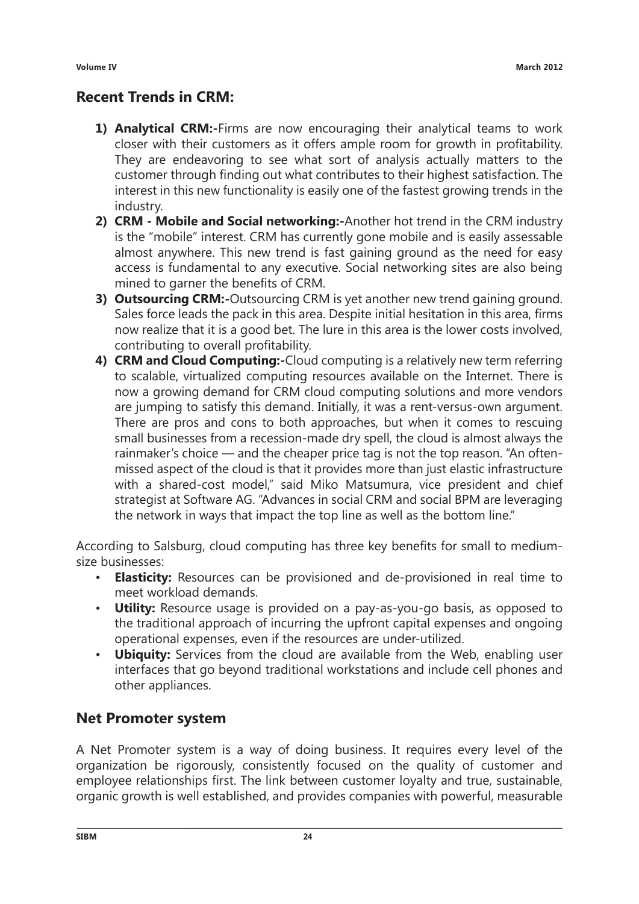## Recent Trends in CRM:

1) **Analytical CRM:-**Firms are now encouraging their analytical teams to work closer with their customers as it offers ample room for growth in profitability. They are endeavoring to see what sort of analysis actually matters to the customer through finding out what contributes to their highest satisfaction. The interest in this new functionality is easily one of the fastest growing trends in the industry.
2) **CRM - Mobile and Social networking:-**Another hot trend in the CRM industry is the "mobile" interest. CRM has currently gone mobile and is easily assessable almost anywhere. This new trend is fast gaining ground as the need for easy access is fundamental to any executive. Social networking sites are also being mined to garner the benefits of CRM.
3) **Outsourcing CRM:-**Outsourcing CRM is yet another new trend gaining ground. Sales force leads the pack in this area. Despite initial hesitation in this area, firms now realize that it is a good bet. The lure in this area is the lower costs involved, contributing to overall profitability.
4) **CRM and Cloud Computing:-**Cloud computing is a relatively new term referring to scalable, virtualized computing resources available on the Internet. There is now a growing demand for CRM cloud computing solutions and more vendors are jumping to satisfy this demand. Initially, it was a rent-versus-own argument. There are pros and cons to both approaches, but when it comes to rescuing small businesses from a recession-made dry spell, the cloud is almost always the rainmaker's choice — and the cheaper price tag is not the top reason. "An often-missed aspect of the cloud is that it provides more than just elastic infrastructure with a shared-cost model," said Miko Matsumura, vice president and chief strategist at Software AG. "Advances in social CRM and social BPM are leveraging the network in ways that impact the top line as well as the bottom line."

According to Salsburg, cloud computing has three key benefits for small to medium-size businesses:

- **Elasticity:** Resources can be provisioned and de-provisioned in real time to meet workload demands.
- **Utility:** Resource usage is provided on a pay-as-you-go basis, as opposed to the traditional approach of incurring the upfront capital expenses and ongoing operational expenses, even if the resources are under-utilized.
- **Ubiquity:** Services from the cloud are available from the Web, enabling user interfaces that go beyond traditional workstations and include cell phones and other appliances.

## Net Promoter system

A Net Promoter system is a way of doing business. It requires every level of the organization be rigorously, consistently focused on the quality of customer and employee relationships first. The link between customer loyalty and true, sustainable, organic growth is well established, and provides companies with powerful, measurable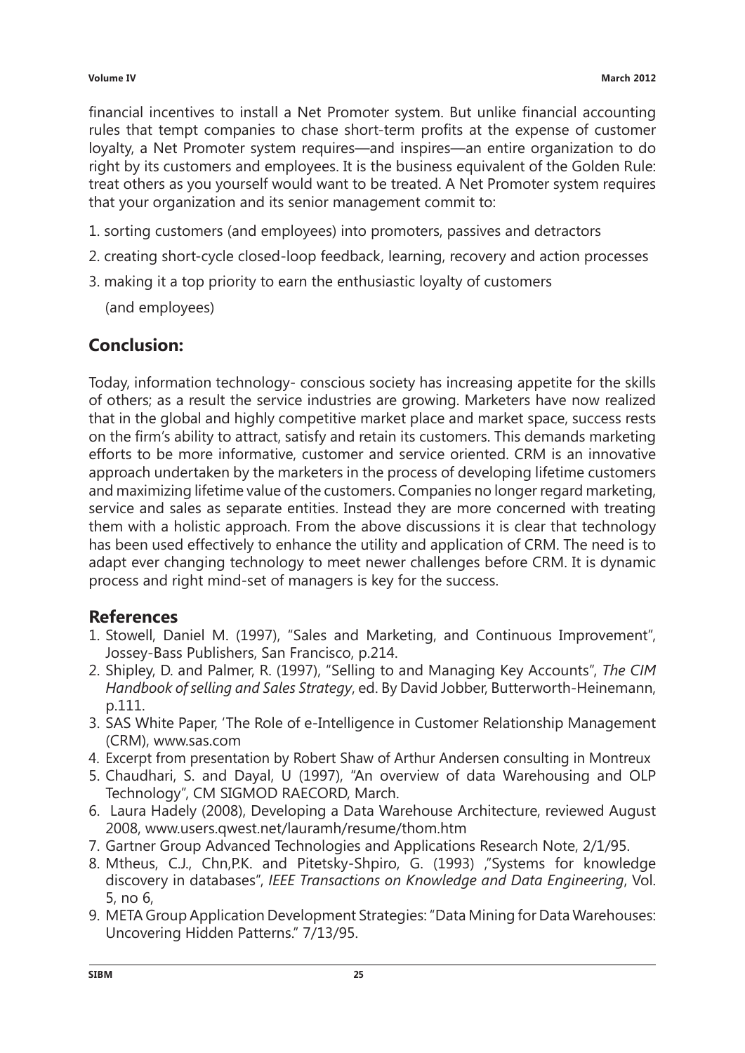financial incentives to install a Net Promoter system. But unlike financial accounting rules that tempt companies to chase short-term profits at the expense of customer loyalty, a Net Promoter system requires—and inspires—an entire organization to do right by its customers and employees. It is the business equivalent of the Golden Rule: treat others as you yourself would want to be treated. A Net Promoter system requires that your organization and its senior management commit to:

1. sorting customers (and employees) into promoters, passives and detractors
2. creating short-cycle closed-loop feedback, learning, recovery and action processes
3. making it a top priority to earn the enthusiastic loyalty of customers

   (and employees)

## Conclusion:

Today, information technology- conscious society has increasing appetite for the skills of others; as a result the service industries are growing. Marketers have now realized that in the global and highly competitive market place and market space, success rests on the firm's ability to attract, satisfy and retain its customers. This demands marketing efforts to be more informative, customer and service oriented. CRM is an innovative approach undertaken by the marketers in the process of developing lifetime customers and maximizing lifetime value of the customers. Companies no longer regard marketing, service and sales as separate entities. Instead they are more concerned with treating them with a holistic approach. From the above discussions it is clear that technology has been used effectively to enhance the utility and application of CRM. The need is to adapt ever changing technology to meet newer challenges before CRM. It is dynamic process and right mind-set of managers is key for the success.

## References

1. Stowell, Daniel M. (1997), "Sales and Marketing, and Continuous Improvement", Jossey-Bass Publishers, San Francisco, p.214.
2. Shipley, D. and Palmer, R. (1997), "Selling to and Managing Key Accounts", *The CIM Handbook of selling and Sales Strategy*, ed. By David Jobber, Butterworth-Heinemann, p.111.
3. SAS White Paper, 'The Role of e-Intelligence in Customer Relationship Management (CRM), www.sas.com
4. Excerpt from presentation by Robert Shaw of Arthur Andersen consulting in Montreux
5. Chaudhari, S. and Dayal, U (1997), "An overview of data Warehousing and OLP Technology", CM SIGMOD RAECORD, March.
6. Laura Hadely (2008), Developing a Data Warehouse Architecture, reviewed August 2008, www.users.qwest.net/lauramh/resume/thom.htm
7. Gartner Group Advanced Technologies and Applications Research Note, 2/1/95.
8. Mtheus, C.J., Chn,P.K. and Pitetsky-Shpiro, G. (1993) ,"Systems for knowledge discovery in databases", *IEEE Transactions on Knowledge and Data Engineering*, Vol. 5, no 6,
9. META Group Application Development Strategies: "Data Mining for Data Warehouses: Uncovering Hidden Patterns." 7/13/95.